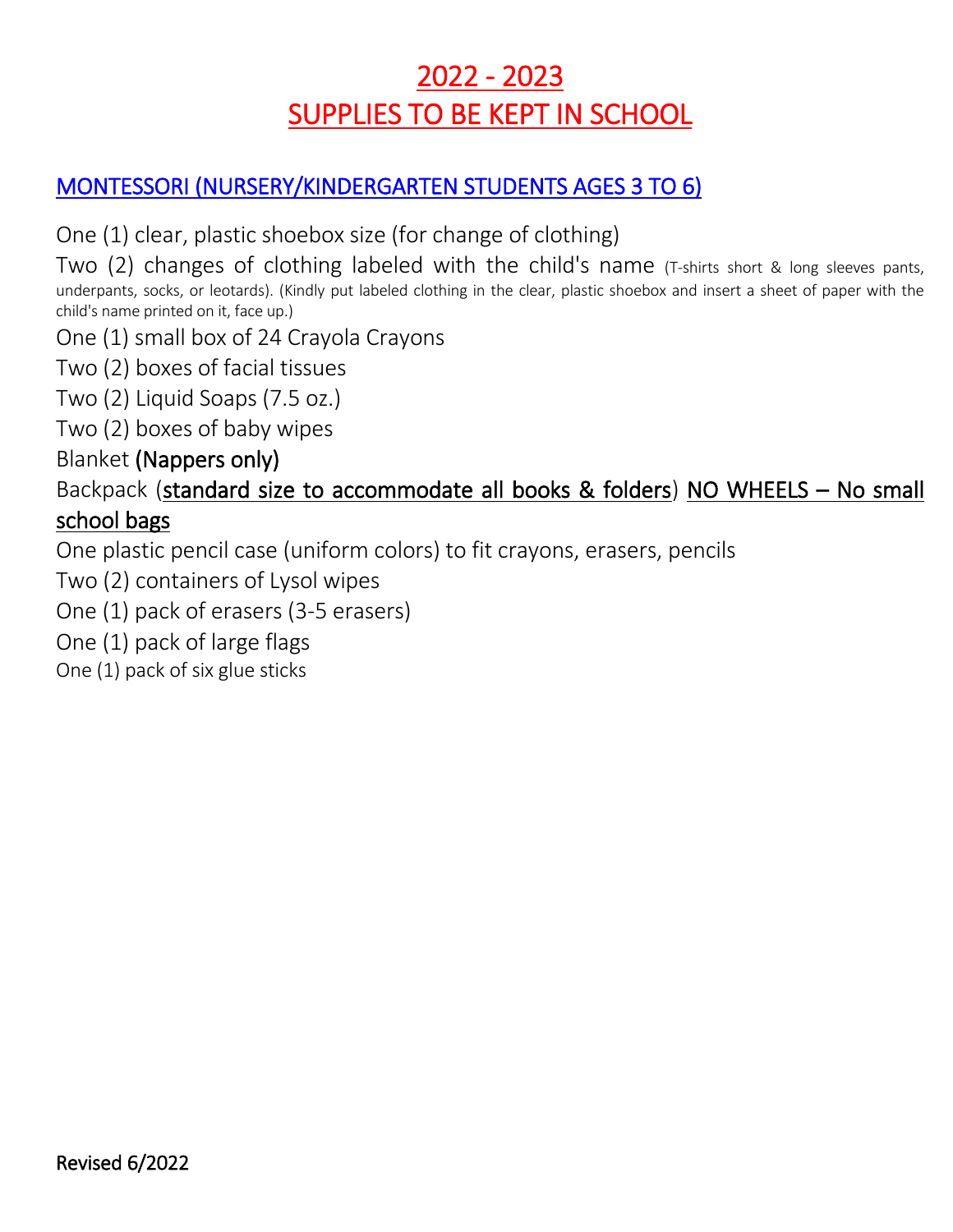# 2022 - 2023
# SUPPLIES TO BE KEPT IN SCHOOL

## MONTESSORI (NURSERY/KINDERGARTEN STUDENTS AGES 3 TO 6)

One (1) clear, plastic shoebox size (for change of clothing)

Two (2) changes of clothing labeled with the child's name (T-shirts short & long sleeves pants, underpants, socks, or leotards). (Kindly put labeled clothing in the clear, plastic shoebox and insert a sheet of paper with the child's name printed on it, face up.)

One (1) small box of 24 Crayola Crayons

Two (2) boxes of facial tissues

Two (2) Liquid Soaps (7.5 oz.)

Two (2) boxes of baby wipes

Blanket **(Nappers only)**

Backpack (standard size to accommodate all books & folders) NO WHEELS – No small school bags

One plastic pencil case (uniform colors) to fit crayons, erasers, pencils

Two (2) containers of Lysol wipes

One (1) pack of erasers (3-5 erasers)

One (1) pack of large flags

One (1) pack of six glue sticks

**Revised 6/2022**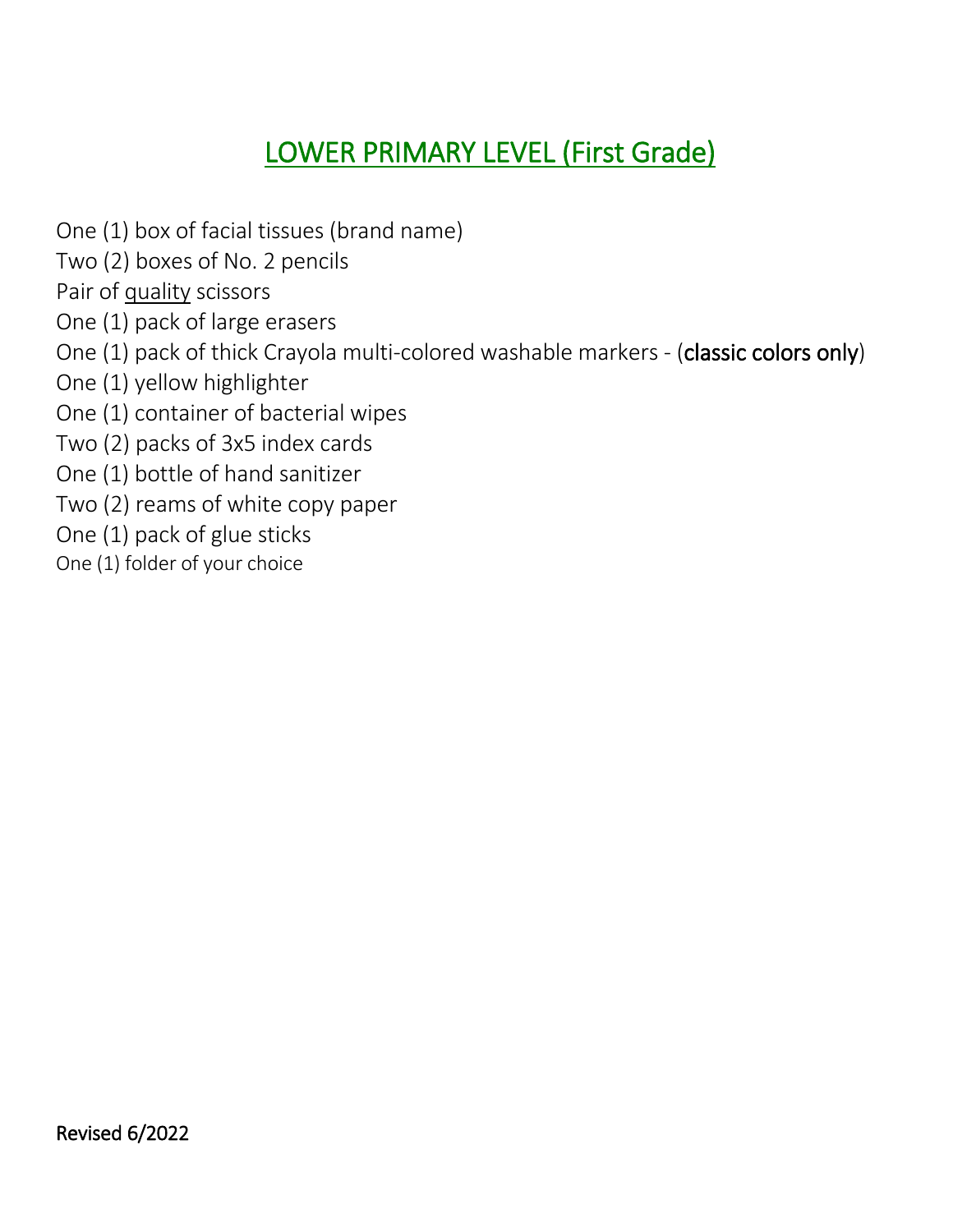# LOWER PRIMARY LEVEL (First Grade)

One (1) box of facial tissues (brand name)
Two (2) boxes of No. 2 pencils
Pair of quality scissors
One (1) pack of large erasers
One (1) pack of thick Crayola multi-colored washable markers - (**classic colors only**)
One (1) yellow highlighter
One (1) container of bacterial wipes
Two (2) packs of 3x5 index cards
One (1) bottle of hand sanitizer
Two (2) reams of white copy paper
One (1) pack of glue sticks
One (1) folder of your choice

**Revised 6/2022**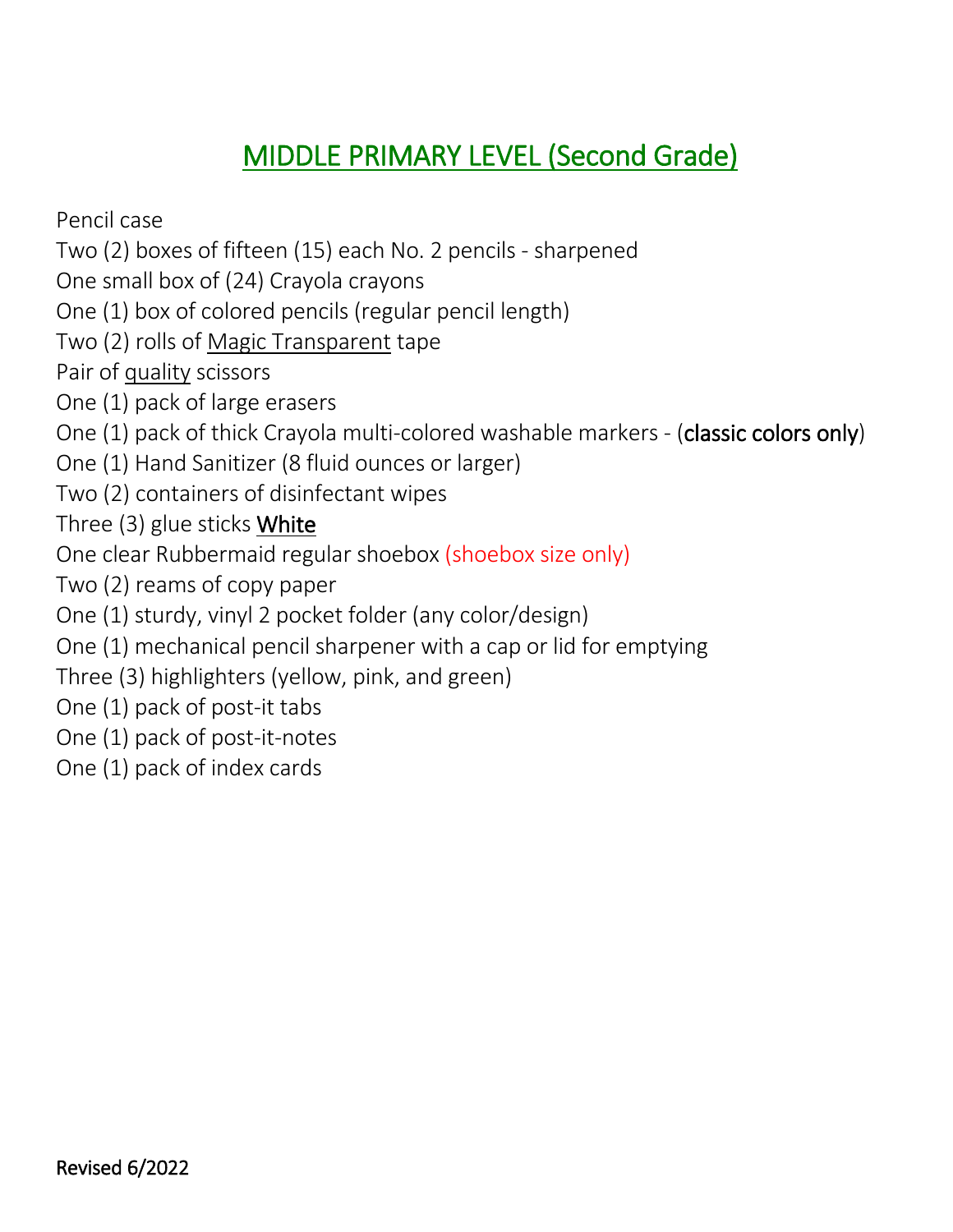# MIDDLE PRIMARY LEVEL (Second Grade)

Pencil case
Two (2) boxes of fifteen (15) each No. 2 pencils - sharpened
One small box of (24) Crayola crayons
One (1) box of colored pencils (regular pencil length)
Two (2) rolls of Magic Transparent tape
Pair of quality scissors
One (1) pack of large erasers
One (1) pack of thick Crayola multi-colored washable markers - (**classic colors only**)
One (1) Hand Sanitizer (8 fluid ounces or larger)
Two (2) containers of disinfectant wipes
Three (3) glue sticks **White**
One clear Rubbermaid regular shoebox (shoebox size only)
Two (2) reams of copy paper
One (1) sturdy, vinyl 2 pocket folder (any color/design)
One (1) mechanical pencil sharpener with a cap or lid for emptying
Three (3) highlighters (yellow, pink, and green)
One (1) pack of post-it tabs
One (1) pack of post-it-notes
One (1) pack of index cards

**Revised 6/2022**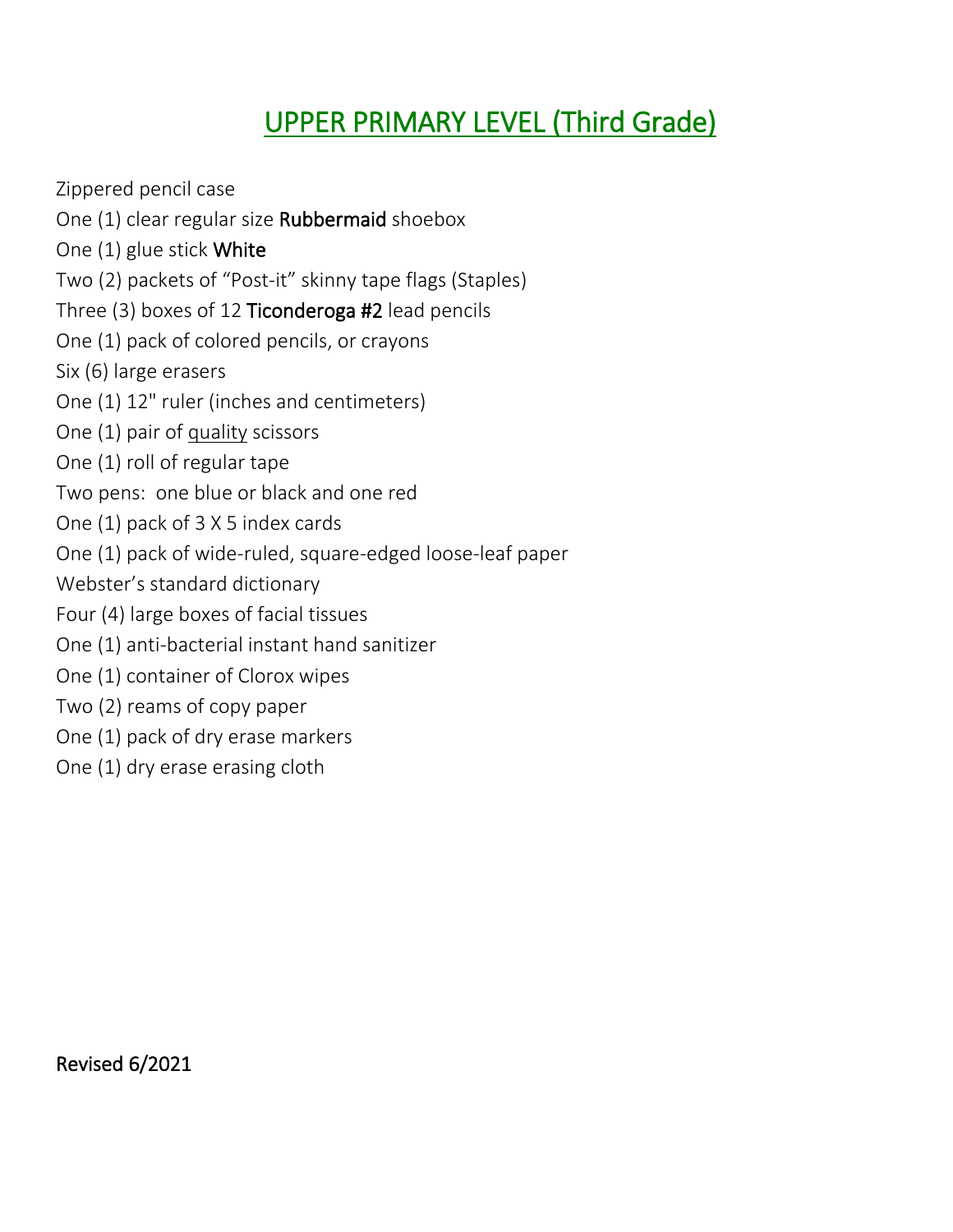# UPPER PRIMARY LEVEL (Third Grade)

Zippered pencil case

One (1) clear regular size **Rubbermaid** shoebox

One (1) glue stick **White**

Two (2) packets of "Post-it" skinny tape flags (Staples)

Three (3) boxes of 12 **Ticonderoga #2** lead pencils

One (1) pack of colored pencils, or crayons

Six (6) large erasers

One (1) 12" ruler (inches and centimeters)

One (1) pair of <u>quality</u> scissors

One (1) roll of regular tape

Two pens: one blue or black and one red

One (1) pack of 3 X 5 index cards

One (1) pack of wide-ruled, square-edged loose-leaf paper

Webster's standard dictionary

Four (4) large boxes of facial tissues

One (1) anti-bacterial instant hand sanitizer

One (1) container of Clorox wipes

Two (2) reams of copy paper

One (1) pack of dry erase markers

One (1) dry erase erasing cloth

**Revised 6/2021**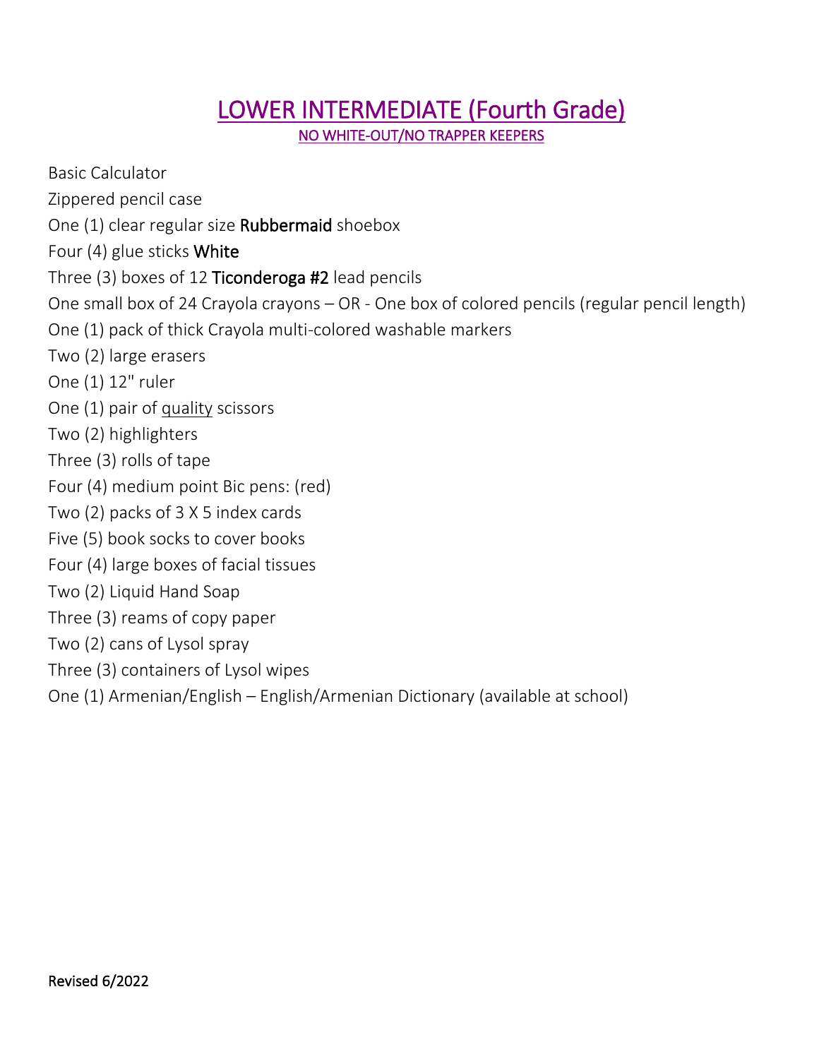# LOWER INTERMEDIATE (Fourth Grade)

NO WHITE-OUT/NO TRAPPER KEEPERS

Basic Calculator

Zippered pencil case

One (1) clear regular size **Rubbermaid** shoebox

Four (4) glue sticks **White**

Three (3) boxes of 12 **Ticonderoga #2** lead pencils

One small box of 24 Crayola crayons – OR - One box of colored pencils (regular pencil length)

One (1) pack of thick Crayola multi-colored washable markers

Two (2) large erasers

One (1) 12" ruler

One (1) pair of quality scissors

Two (2) highlighters

Three (3) rolls of tape

Four (4) medium point Bic pens: (red)

Two (2) packs of 3 X 5 index cards

Five (5) book socks to cover books

Four (4) large boxes of facial tissues

Two (2) Liquid Hand Soap

Three (3) reams of copy paper

Two (2) cans of Lysol spray

Three (3) containers of Lysol wipes

One (1) Armenian/English – English/Armenian Dictionary (available at school)

Revised 6/2022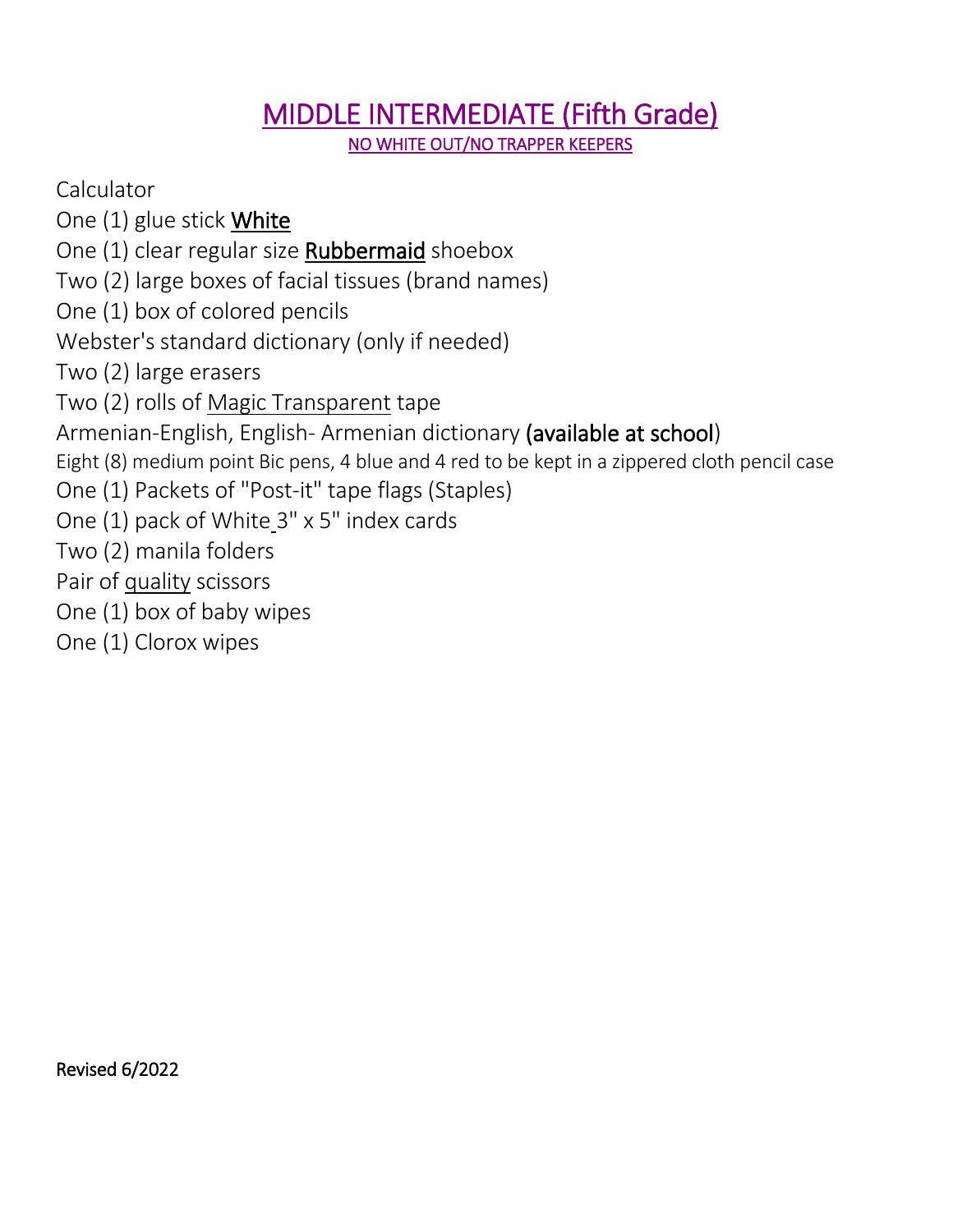# MIDDLE INTERMEDIATE (Fifth Grade)

NO WHITE OUT/NO TRAPPER KEEPERS

Calculator

One (1) glue stick **White**

One (1) clear regular size **Rubbermaid** shoebox

Two (2) large boxes of facial tissues (brand names)

One (1) box of colored pencils

Webster's standard dictionary (only if needed)

Two (2) large erasers

Two (2) rolls of Magic Transparent tape

Armenian-English, English- Armenian dictionary **(available at school)**

Eight (8) medium point Bic pens, 4 blue and 4 red to be kept in a zippered cloth pencil case

One (1) Packets of "Post-it" tape flags (Staples)

One (1) pack of White 3" x 5" index cards

Two (2) manila folders

Pair of quality scissors

One (1) box of baby wipes

One (1) Clorox wipes

**Revised 6/2022**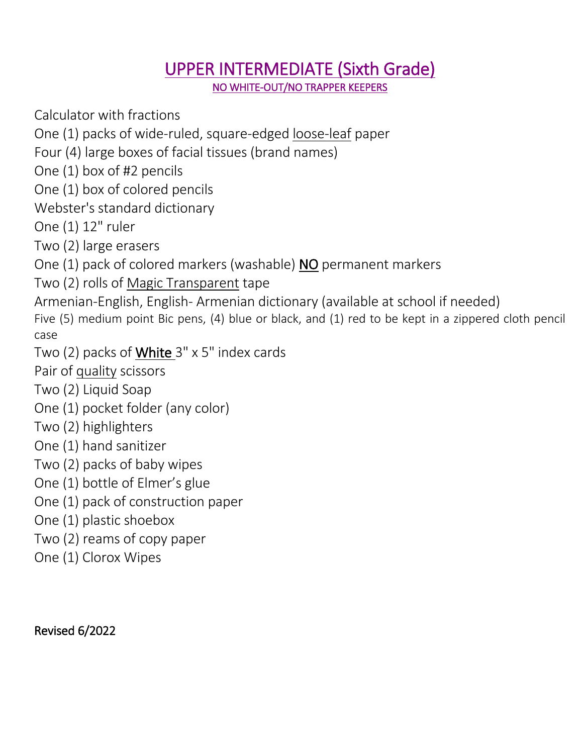# UPPER INTERMEDIATE (Sixth Grade)

NO WHITE-OUT/NO TRAPPER KEEPERS

Calculator with fractions
One (1) packs of wide-ruled, square-edged loose-leaf paper
Four (4) large boxes of facial tissues (brand names)
One (1) box of #2 pencils
One (1) box of colored pencils
Webster's standard dictionary
One (1) 12" ruler
Two (2) large erasers
One (1) pack of colored markers (washable) **NO** permanent markers
Two (2) rolls of Magic Transparent tape
Armenian-English, English- Armenian dictionary (available at school if needed)
Five (5) medium point Bic pens, (4) blue or black, and (1) red to be kept in a zippered cloth pencil case
Two (2) packs of White 3" x 5" index cards
Pair of quality scissors
Two (2) Liquid Soap
One (1) pocket folder (any color)
Two (2) highlighters
One (1) hand sanitizer
Two (2) packs of baby wipes
One (1) bottle of Elmer's glue
One (1) pack of construction paper
One (1) plastic shoebox
Two (2) reams of copy paper
One (1) Clorox Wipes

Revised 6/2022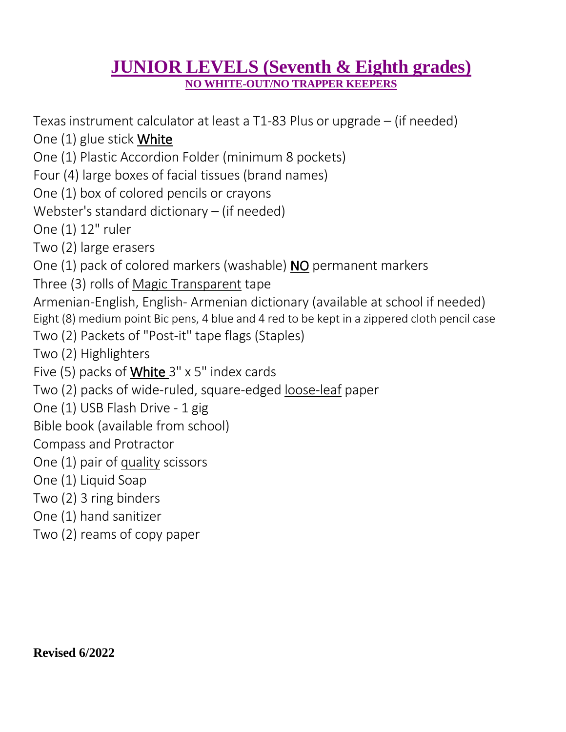# JUNIOR LEVELS (Seventh & Eighth grades)

**NO WHITE-OUT/NO TRAPPER KEEPERS**

Texas instrument calculator at least a T1-83 Plus or upgrade – (if needed)
One (1) glue stick White
One (1) Plastic Accordion Folder (minimum 8 pockets)
Four (4) large boxes of facial tissues (brand names)
One (1) box of colored pencils or crayons
Webster's standard dictionary – (if needed)
One (1) 12" ruler
Two (2) large erasers
One (1) pack of colored markers (washable) NO permanent markers
Three (3) rolls of Magic Transparent tape
Armenian-English, English- Armenian dictionary (available at school if needed)
Eight (8) medium point Bic pens, 4 blue and 4 red to be kept in a zippered cloth pencil case
Two (2) Packets of "Post-it" tape flags (Staples)
Two (2) Highlighters
Five (5) packs of White 3" x 5" index cards
Two (2) packs of wide-ruled, square-edged loose-leaf paper
One (1) USB Flash Drive - 1 gig
Bible book (available from school)
Compass and Protractor
One (1) pair of quality scissors
One (1) Liquid Soap
Two (2) 3 ring binders
One (1) hand sanitizer
Two (2) reams of copy paper

**Revised 6/2022**